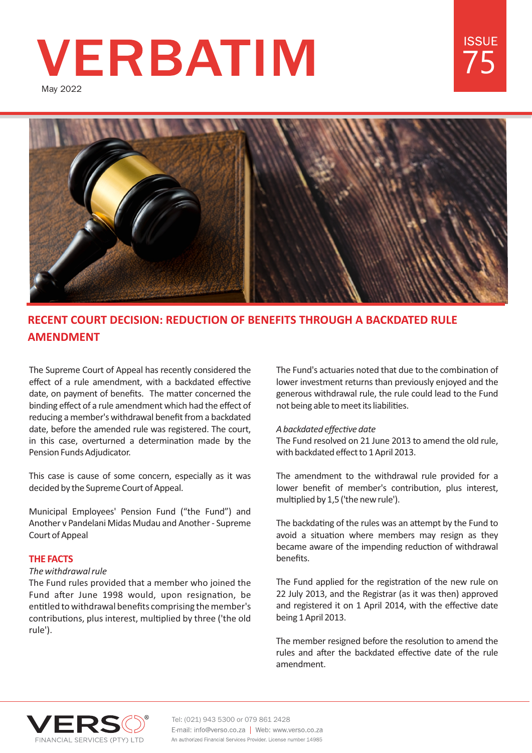# VERBATIM

May 2022

ISSUE 75

## RECENT COURT DECISION: REDUCTION OF BENEFITS THROUGH A BACKDATED RULE AMENDMENT

The Supreme Court of Appeal has recently considered the effect of a rule amendment, with a backdated effective date, on payment of benefits. The matter concerned the binding effect of a rule amendment which had the effect of reducing a member's withdrawal benefit from a backdated date, before the amended rule was registered. The court, in this case, overturned a determination made by the Pension Funds Adjudicator.

This case is cause of some concern, especially as it was decided by the Supreme Court of Appeal.

Municipal Employees' Pension Fund ("the Fund") and Another v Pandelani Midas Mudau and Another - Supreme Court of Appeal

### THE FACTS

*The withdrawal rule*

The Fund rules provided that a member who joined the Fund after June 1998 would, upon resignation, be entitled to withdrawal benefits comprising the member's contributions, plus interest, multiplied by three ('the old rule').

The Fund's actuaries noted that due to the combination of lower investment returns than previously enjoyed and the generous withdrawal rule, the rule could lead to the Fund not being able to meet its liabilities.

*A backdated effective date*

The Fund resolved on 21 June 2013 to amend the old rule, with backdated effect to 1 April 2013.

The amendment to the withdrawal rule provided for a lower benefit of member's contribution, plus interest, multiplied by 1,5 ('the new rule').

The backdating of the rules was an attempt by the Fund to avoid a situation where members may resign as they became aware of the impending reduction of withdrawal benefits.

The Fund applied for the registration of the new rule on 22 July 2013, and the Registrar (as it was then) approved and registered it on 1 April 2014, with the effective date being 1 April 2013.

The member resigned before the resolution to amend the rules and after the backdated effective date of the rule amendment.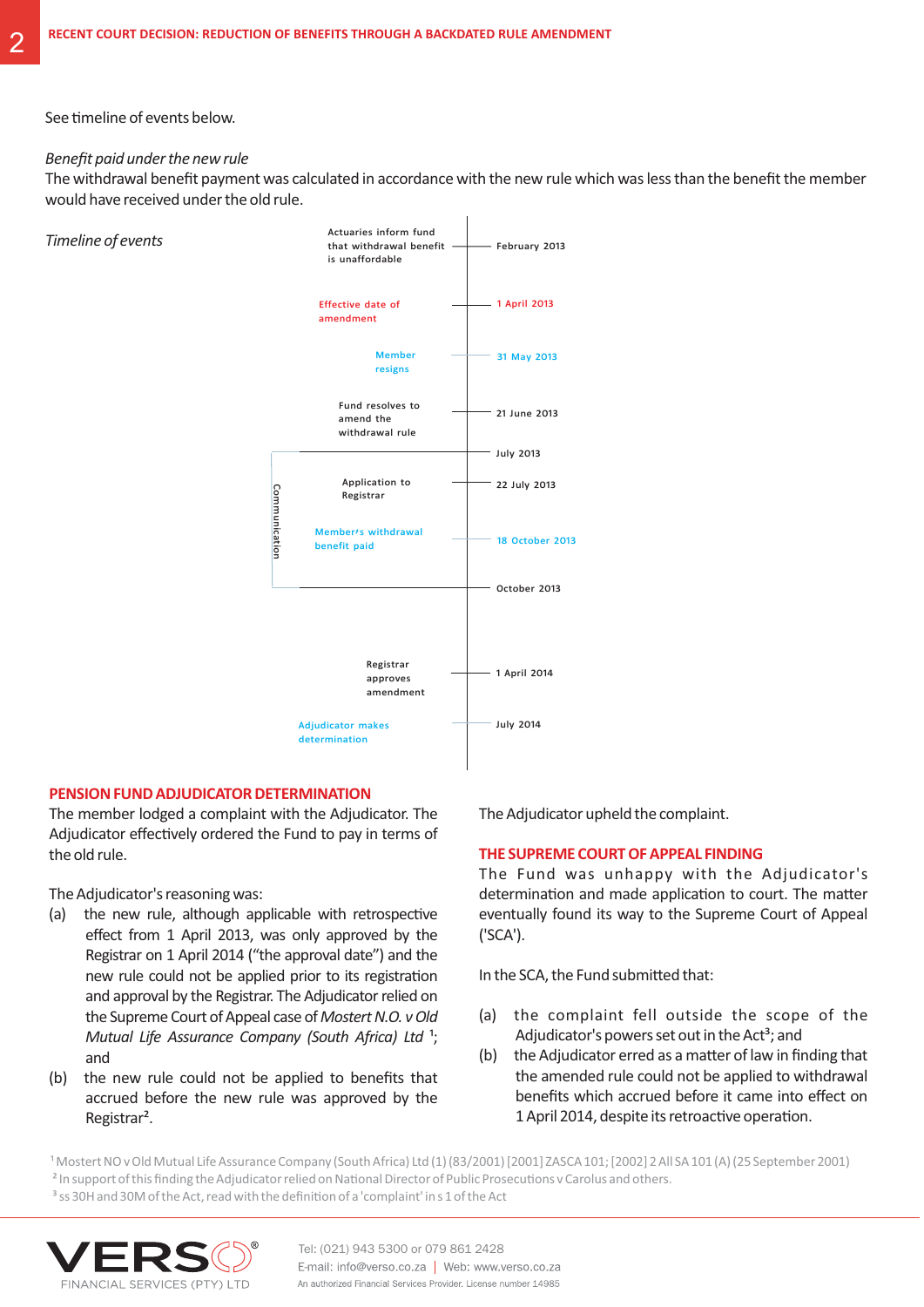See timeline of events below.

*Benefit paid under the new rule*

The withdrawal benefit payment was calculated in accordance with the new rule which was less than the benefit the member would have received under the old rule.

*Timeline of events*

| Event | Date |
|---|---|
| Actuaries inform fund that withdrawal benefit is unaffordable | February 2013 |
| Effective date of amendment | 1 April 2013 |
| Member resigns | 31 May 2013 |
| Fund resolves to amend the withdrawal rule | 21 June 2013 |
| Communication (start) | July 2013 |
| Application to Registrar | 22 July 2013 |
| Member's withdrawal benefit paid | 18 October 2013 |
| Communication (end) | October 2013 |
| Registrar approves amendment | 1 April 2014 |
| Adjudicator makes determination | July 2014 |

## PENSION FUND ADJUDICATOR DETERMINATION

The member lodged a complaint with the Adjudicator. The Adjudicator effectively ordered the Fund to pay in terms of the old rule.

The Adjudicator's reasoning was:

(a) the new rule, although applicable with retrospective effect from 1 April 2013, was only approved by the Registrar on 1 April 2014 ("the approval date") and the new rule could not be applied prior to its registration and approval by the Registrar. The Adjudicator relied on the Supreme Court of Appeal case of *Mostert N.O. v Old Mutual Life Assurance Company (South Africa) Ltd* [1]; and

(b) the new rule could not be applied to benefits that accrued before the new rule was approved by the Registrar[2].

The Adjudicator upheld the complaint.

## THE SUPREME COURT OF APPEAL FINDING

The Fund was unhappy with the Adjudicator's determination and made application to court. The matter eventually found its way to the Supreme Court of Appeal ('SCA').

In the SCA, the Fund submitted that:

(a) the complaint fell outside the scope of the Adjudicator's powers set out in the Act[3]; and

(b) the Adjudicator erred as a matter of law in finding that the amended rule could not be applied to withdrawal benefits which accrued before it came into effect on 1 April 2014, despite its retroactive operation.

[1] Mostert NO v Old Mutual Life Assurance Company (South Africa) Ltd (1) (83/2001) [2001] ZASCA 101; [2002] 2 All SA 101 (A) (25 September 2001)

[2] In support of this finding the Adjudicator relied on National Director of Public Prosecutions v Carolus and others.

[3] ss 30H and 30M of the Act, read with the definition of a 'complaint' in s 1 of the Act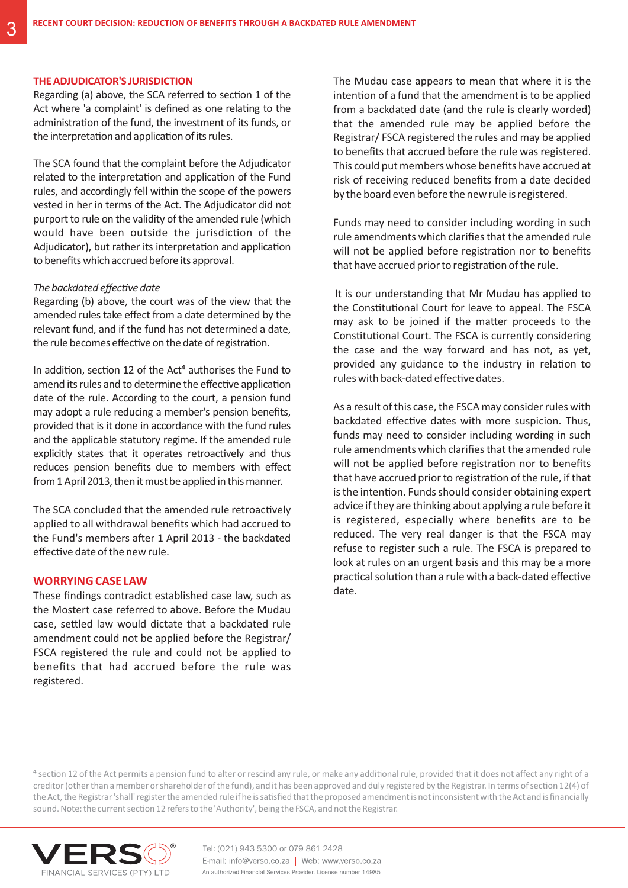### THE ADJUDICATOR'S JURISDICTION

Regarding (a) above, the SCA referred to section 1 of the Act where 'a complaint' is defined as one relating to the administration of the fund, the investment of its funds, or the interpretation and application of its rules.

The SCA found that the complaint before the Adjudicator related to the interpretation and application of the Fund rules, and accordingly fell within the scope of the powers vested in her in terms of the Act. The Adjudicator did not purport to rule on the validity of the amended rule (which would have been outside the jurisdiction of the Adjudicator), but rather its interpretation and application to benefits which accrued before its approval.

*The backdated effective date*

Regarding (b) above, the court was of the view that the amended rules take effect from a date determined by the relevant fund, and if the fund has not determined a date, the rule becomes effective on the date of registration.

In addition, section 12 of the Act[4] authorises the Fund to amend its rules and to determine the effective application date of the rule. According to the court, a pension fund may adopt a rule reducing a member's pension benefits, provided that is it done in accordance with the fund rules and the applicable statutory regime. If the amended rule explicitly states that it operates retroactively and thus reduces pension benefits due to members with effect from 1 April 2013, then it must be applied in this manner.

The SCA concluded that the amended rule retroactively applied to all withdrawal benefits which had accrued to the Fund's members after 1 April 2013 - the backdated effective date of the new rule.

### WORRYING CASE LAW

These findings contradict established case law, such as the Mostert case referred to above. Before the Mudau case, settled law would dictate that a backdated rule amendment could not be applied before the Registrar/ FSCA registered the rule and could not be applied to benefits that had accrued before the rule was registered.

The Mudau case appears to mean that where it is the intention of a fund that the amendment is to be applied from a backdated date (and the rule is clearly worded) that the amended rule may be applied before the Registrar/ FSCA registered the rules and may be applied to benefits that accrued before the rule was registered. This could put members whose benefits have accrued at risk of receiving reduced benefits from a date decided by the board even before the new rule is registered.

Funds may need to consider including wording in such rule amendments which clarifies that the amended rule will not be applied before registration nor to benefits that have accrued prior to registration of the rule.

It is our understanding that Mr Mudau has applied to the Constitutional Court for leave to appeal. The FSCA may ask to be joined if the matter proceeds to the Constitutional Court. The FSCA is currently considering the case and the way forward and has not, as yet, provided any guidance to the industry in relation to rules with back-dated effective dates.

As a result of this case, the FSCA may consider rules with backdated effective dates with more suspicion. Thus, funds may need to consider including wording in such rule amendments which clarifies that the amended rule will not be applied before registration nor to benefits that have accrued prior to registration of the rule, if that is the intention. Funds should consider obtaining expert advice if they are thinking about applying a rule before it is registered, especially where benefits are to be reduced. The very real danger is that the FSCA may refuse to register such a rule. The FSCA is prepared to look at rules on an urgent basis and this may be a more practical solution than a rule with a back-dated effective date.

[4] section 12 of the Act permits a pension fund to alter or rescind any rule, or make any additional rule, provided that it does not affect any right of a creditor (other than a member or shareholder of the fund), and it has been approved and duly registered by the Registrar. In terms of section 12(4) of the Act, the Registrar 'shall' register the amended rule if he is satisfied that the proposed amendment is not inconsistent with the Act and is financially sound. Note: the current section 12 refers to the 'Authority', being the FSCA, and not the Registrar.